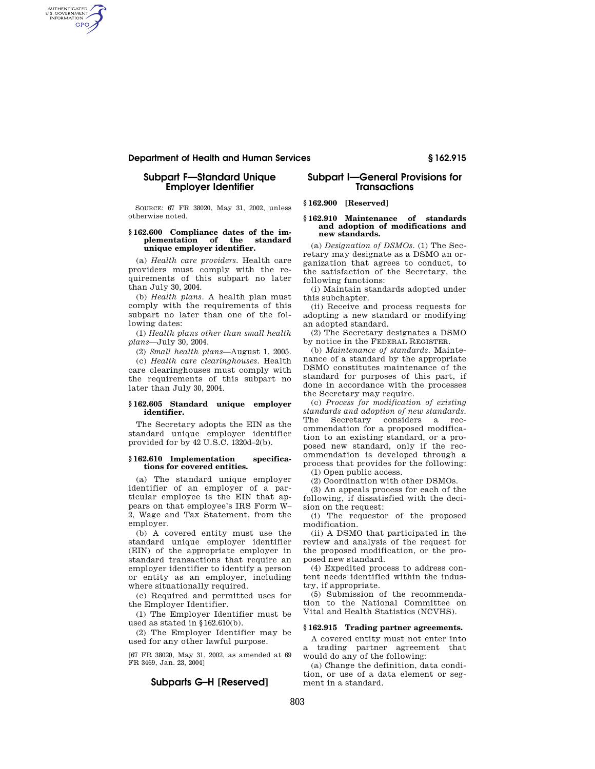## Subpart F—Standard Unique Employer Identifier

SOURCE: 67 FR 38020, May 31, 2002, unless otherwise noted.

### § 162.600 Compliance dates of the implementation of the standard unique employer identifier.

(a) *Health care providers.* Health care providers must comply with the requirements of this subpart no later than July 30, 2004.

(b) *Health plans.* A health plan must comply with the requirements of this subpart no later than one of the following dates:

(1) *Health plans other than small health plans*—July 30, 2004.

(2) *Small health plans*—August 1, 2005.

(c) *Health care clearinghouses.* Health care clearinghouses must comply with the requirements of this subpart no later than July 30, 2004.

### § 162.605 Standard unique employer identifier.

The Secretary adopts the EIN as the standard unique employer identifier provided for by 42 U.S.C. 1320d–2(b).

### § 162.610 Implementation specifications for covered entities.

(a) The standard unique employer identifier of an employer of a particular employee is the EIN that appears on that employee's IRS Form W–2, Wage and Tax Statement, from the employer.

(b) A covered entity must use the standard unique employer identifier (EIN) of the appropriate employer in standard transactions that require an employer identifier to identify a person or entity as an employer, including where situationally required.

(c) Required and permitted uses for the Employer Identifier.

(1) The Employer Identifier must be used as stated in § 162.610(b).

(2) The Employer Identifier may be used for any other lawful purpose.

[67 FR 38020, May 31, 2002, as amended at 69 FR 3469, Jan. 23, 2004]

## Subparts G–H [Reserved]

## Subpart I—General Provisions for Transactions

### § 162.900 [Reserved]

### § 162.910 Maintenance of standards and adoption of modifications and new standards.

(a) *Designation of DSMOs.* (1) The Secretary may designate as a DSMO an organization that agrees to conduct, to the satisfaction of the Secretary, the following functions:

(i) Maintain standards adopted under this subchapter.

(ii) Receive and process requests for adopting a new standard or modifying an adopted standard.

(2) The Secretary designates a DSMO by notice in the FEDERAL REGISTER.

(b) *Maintenance of standards.* Maintenance of a standard by the appropriate DSMO constitutes maintenance of the standard for purposes of this part, if done in accordance with the processes the Secretary may require.

(c) *Process for modification of existing standards and adoption of new standards.* The Secretary considers a recommendation for a proposed modification to an existing standard, or a proposed new standard, only if the recommendation is developed through a process that provides for the following:

(1) Open public access.

(2) Coordination with other DSMOs.

(3) An appeals process for each of the following, if dissatisfied with the decision on the request:

(i) The requestor of the proposed modification.

(ii) A DSMO that participated in the review and analysis of the request for the proposed modification, or the proposed new standard.

(4) Expedited process to address content needs identified within the industry, if appropriate.

(5) Submission of the recommendation to the National Committee on Vital and Health Statistics (NCVHS).

### § 162.915 Trading partner agreements.

A covered entity must not enter into a trading partner agreement that would do any of the following:

(a) Change the definition, data condition, or use of a data element or segment in a standard.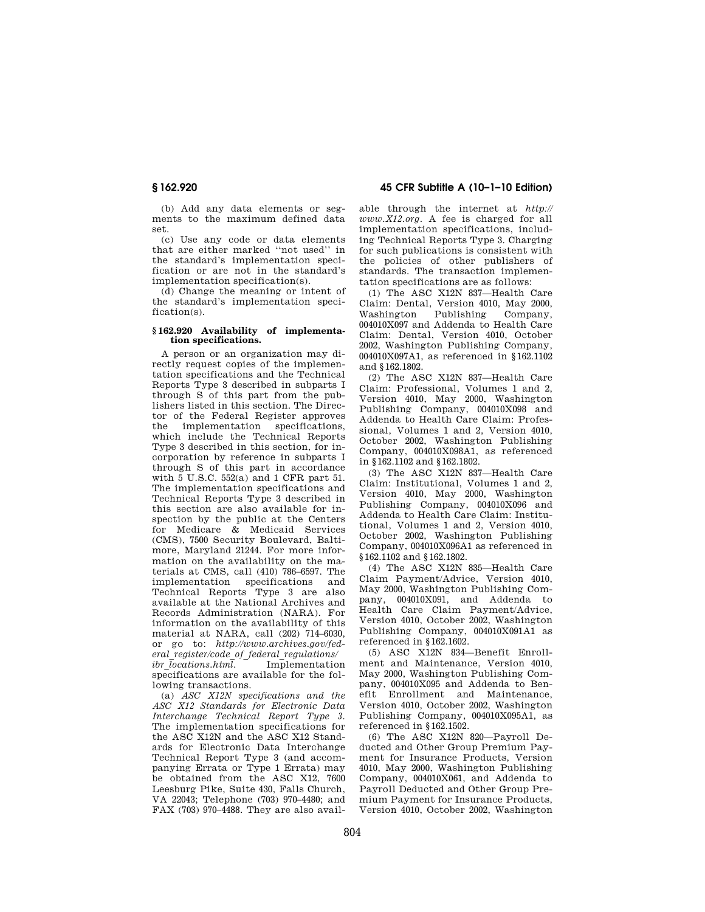(b) Add any data elements or segments to the maximum defined data set.

(c) Use any code or data elements that are either marked "not used" in the standard's implementation specification or are not in the standard's implementation specification(s).

(d) Change the meaning or intent of the standard's implementation specification(s).

### § 162.920 Availability of implementation specifications.

A person or an organization may directly request copies of the implementation specifications and the Technical Reports Type 3 described in subparts I through S of this part from the publishers listed in this section. The Director of the Federal Register approves the implementation specifications, which include the Technical Reports Type 3 described in this section, for incorporation by reference in subparts I through S of this part in accordance with 5 U.S.C. 552(a) and 1 CFR part 51. The implementation specifications and Technical Reports Type 3 described in this section are also available for inspection by the public at the Centers for Medicare & Medicaid Services (CMS), 7500 Security Boulevard, Baltimore, Maryland 21244. For more information on the availability on the materials at CMS, call (410) 786–6597. The implementation specifications and Technical Reports Type 3 are also available at the National Archives and Records Administration (NARA). For information on the availability of this material at NARA, call (202) 714–6030, or go to: *http://www.archives.gov/federal_register/code_of_federal_regulations/ibr_locations.html*. Implementation specifications are available for the following transactions.

(a) *ASC X12N specifications and the ASC X12 Standards for Electronic Data Interchange Technical Report Type 3.* The implementation specifications for the ASC X12N and the ASC X12 Standards for Electronic Data Interchange Technical Report Type 3 (and accompanying Errata or Type 1 Errata) may be obtained from the ASC X12, 7600 Leesburg Pike, Suite 430, Falls Church, VA 22043; Telephone (703) 970–4480; and FAX (703) 970–4488. They are also available through the internet at *http://www.X12.org*. A fee is charged for all implementation specifications, including Technical Reports Type 3. Charging for such publications is consistent with the policies of other publishers of standards. The transaction implementation specifications are as follows:

(1) The ASC X12N 837—Health Care Claim: Dental, Version 4010, May 2000, Washington Publishing Company, 004010X097 and Addenda to Health Care Claim: Dental, Version 4010, October 2002, Washington Publishing Company, 004010X097A1, as referenced in § 162.1102 and § 162.1802.

(2) The ASC X12N 837—Health Care Claim: Professional, Volumes 1 and 2, Version 4010, May 2000, Washington Publishing Company, 004010X098 and Addenda to Health Care Claim: Professional, Volumes 1 and 2, Version 4010, October 2002, Washington Publishing Company, 004010X098A1, as referenced in § 162.1102 and § 162.1802.

(3) The ASC X12N 837—Health Care Claim: Institutional, Volumes 1 and 2, Version 4010, May 2000, Washington Publishing Company, 004010X096 and Addenda to Health Care Claim: Institutional, Volumes 1 and 2, Version 4010, October 2002, Washington Publishing Company, 004010X096A1 as referenced in § 162.1102 and § 162.1802.

(4) The ASC X12N 835—Health Care Claim Payment/Advice, Version 4010, May 2000, Washington Publishing Company, 004010X091, and Addenda to Health Care Claim Payment/Advice, Version 4010, October 2002, Washington Publishing Company, 004010X091A1 as referenced in § 162.1602.

(5) ASC X12N 834—Benefit Enrollment and Maintenance, Version 4010, May 2000, Washington Publishing Company, 004010X095 and Addenda to Benefit Enrollment and Maintenance, Version 4010, October 2002, Washington Publishing Company, 004010X095A1, as referenced in § 162.1502.

(6) The ASC X12N 820—Payroll Deducted and Other Group Premium Payment for Insurance Products, Version 4010, May 2000, Washington Publishing Company, 004010X061, and Addenda to Payroll Deducted and Other Group Premium Payment for Insurance Products, Version 4010, October 2002, Washington